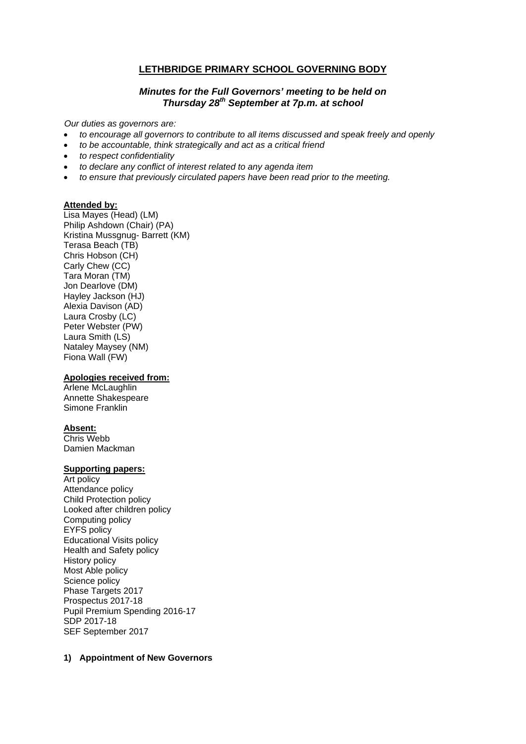## LETHBRIDGE PRIMARY SCHOOL GOVERNING BODY

***Minutes for the Full Governors' meeting to be held on Thursday 28th September at 7p.m. at school***

*Our duties as governors are:*

- *to encourage all governors to contribute to all items discussed and speak freely and openly*
- *to be accountable, think strategically and act as a critical friend*
- *to respect confidentiality*
- *to declare any conflict of interest related to any agenda item*
- *to ensure that previously circulated papers have been read prior to the meeting.*

**Attended by:**

Lisa Mayes (Head) (LM)
Philip Ashdown (Chair) (PA)
Kristina Mussgnug- Barrett (KM)
Terasa Beach (TB)
Chris Hobson (CH)
Carly Chew (CC)
Tara Moran (TM)
Jon Dearlove (DM)
Hayley Jackson (HJ)
Alexia Davison (AD)
Laura Crosby (LC)
Peter Webster (PW)
Laura Smith (LS)
Nataley Maysey (NM)
Fiona Wall (FW)

**Apologies received from:**

Arlene McLaughlin
Annette Shakespeare
Simone Franklin

**Absent:**

Chris Webb
Damien Mackman

**Supporting papers:**

Art policy
Attendance policy
Child Protection policy
Looked after children policy
Computing policy
EYFS policy
Educational Visits policy
Health and Safety policy
History policy
Most Able policy
Science policy
Phase Targets 2017
Prospectus 2017-18
Pupil Premium Spending 2016-17
SDP 2017-18
SEF September 2017

**1) Appointment of New Governors**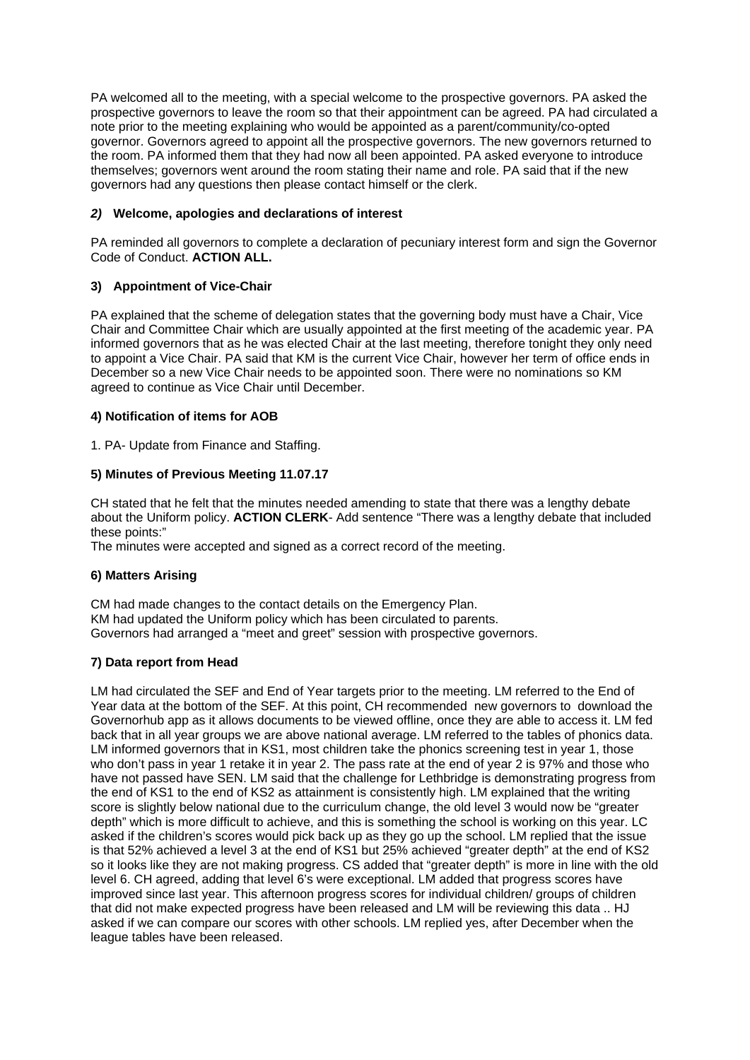PA welcomed all to the meeting, with a special welcome to the prospective governors. PA asked the prospective governors to leave the room so that their appointment can be agreed. PA had circulated a note prior to the meeting explaining who would be appointed as a parent/community/co-opted governor. Governors agreed to appoint all the prospective governors. The new governors returned to the room. PA informed them that they had now all been appointed. PA asked everyone to introduce themselves; governors went around the room stating their name and role. PA said that if the new governors had any questions then please contact himself or the clerk.

### *2)* Welcome, apologies and declarations of interest

PA reminded all governors to complete a declaration of pecuniary interest form and sign the Governor Code of Conduct. **ACTION ALL.**

### 3) Appointment of Vice-Chair

PA explained that the scheme of delegation states that the governing body must have a Chair, Vice Chair and Committee Chair which are usually appointed at the first meeting of the academic year. PA informed governors that as he was elected Chair at the last meeting, therefore tonight they only need to appoint a Vice Chair. PA said that KM is the current Vice Chair, however her term of office ends in December so a new Vice Chair needs to be appointed soon. There were no nominations so KM agreed to continue as Vice Chair until December.

### 4) Notification of items for AOB

1. PA- Update from Finance and Staffing.

### 5) Minutes of Previous Meeting 11.07.17

CH stated that he felt that the minutes needed amending to state that there was a lengthy debate about the Uniform policy. **ACTION CLERK**- Add sentence "There was a lengthy debate that included these points:"
The minutes were accepted and signed as a correct record of the meeting.

### 6) Matters Arising

CM had made changes to the contact details on the Emergency Plan.
KM had updated the Uniform policy which has been circulated to parents.
Governors had arranged a "meet and greet" session with prospective governors.

### 7) Data report from Head

LM had circulated the SEF and End of Year targets prior to the meeting. LM referred to the End of Year data at the bottom of the SEF. At this point, CH recommended new governors to download the Governorhub app as it allows documents to be viewed offline, once they are able to access it. LM fed back that in all year groups we are above national average. LM referred to the tables of phonics data. LM informed governors that in KS1, most children take the phonics screening test in year 1, those who don't pass in year 1 retake it in year 2. The pass rate at the end of year 2 is 97% and those who have not passed have SEN. LM said that the challenge for Lethbridge is demonstrating progress from the end of KS1 to the end of KS2 as attainment is consistently high. LM explained that the writing score is slightly below national due to the curriculum change, the old level 3 would now be "greater depth" which is more difficult to achieve, and this is something the school is working on this year. LC asked if the children's scores would pick back up as they go up the school. LM replied that the issue is that 52% achieved a level 3 at the end of KS1 but 25% achieved "greater depth" at the end of KS2 so it looks like they are not making progress. CS added that "greater depth" is more in line with the old level 6. CH agreed, adding that level 6's were exceptional. LM added that progress scores have improved since last year. This afternoon progress scores for individual children/ groups of children that did not make expected progress have been released and LM will be reviewing this data .. HJ asked if we can compare our scores with other schools. LM replied yes, after December when the league tables have been released.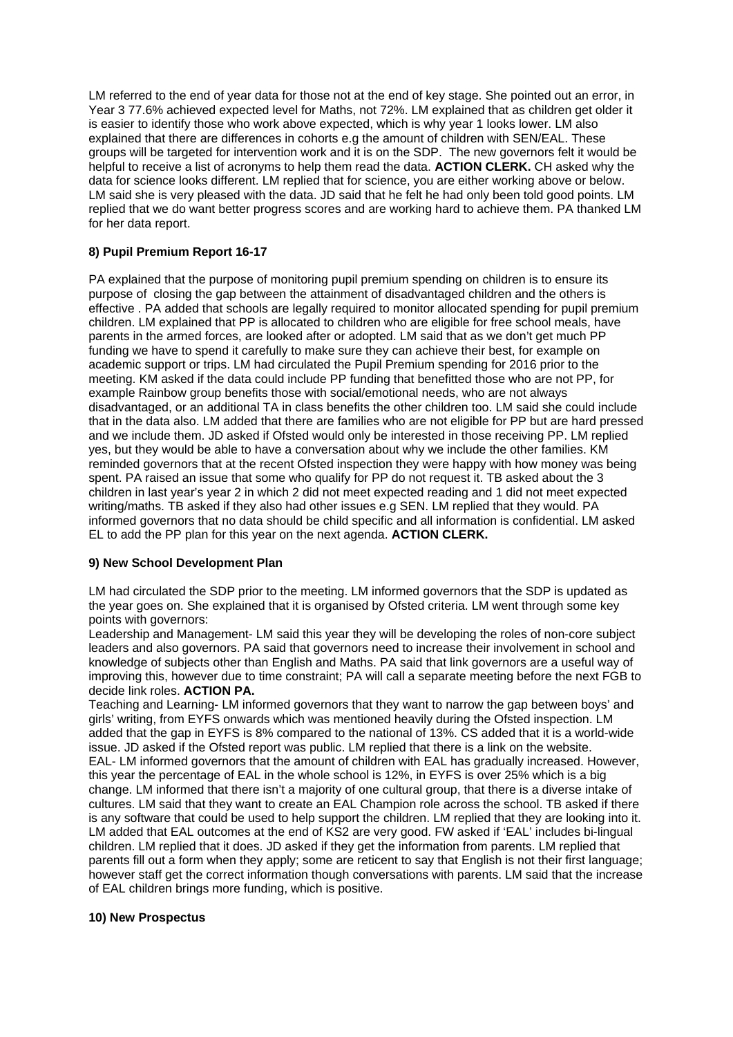LM referred to the end of year data for those not at the end of key stage. She pointed out an error, in Year 3 77.6% achieved expected level for Maths, not 72%. LM explained that as children get older it is easier to identify those who work above expected, which is why year 1 looks lower. LM also explained that there are differences in cohorts e.g the amount of children with SEN/EAL. These groups will be targeted for intervention work and it is on the SDP. The new governors felt it would be helpful to receive a list of acronyms to help them read the data. **ACTION CLERK.** CH asked why the data for science looks different. LM replied that for science, you are either working above or below. LM said she is very pleased with the data. JD said that he felt he had only been told good points. LM replied that we do want better progress scores and are working hard to achieve them. PA thanked LM for her data report.

**8) Pupil Premium Report 16-17**

PA explained that the purpose of monitoring pupil premium spending on children is to ensure its purpose of closing the gap between the attainment of disadvantaged children and the others is effective . PA added that schools are legally required to monitor allocated spending for pupil premium children. LM explained that PP is allocated to children who are eligible for free school meals, have parents in the armed forces, are looked after or adopted. LM said that as we don't get much PP funding we have to spend it carefully to make sure they can achieve their best, for example on academic support or trips. LM had circulated the Pupil Premium spending for 2016 prior to the meeting. KM asked if the data could include PP funding that benefitted those who are not PP, for example Rainbow group benefits those with social/emotional needs, who are not always disadvantaged, or an additional TA in class benefits the other children too. LM said she could include that in the data also. LM added that there are families who are not eligible for PP but are hard pressed and we include them. JD asked if Ofsted would only be interested in those receiving PP. LM replied yes, but they would be able to have a conversation about why we include the other families. KM reminded governors that at the recent Ofsted inspection they were happy with how money was being spent. PA raised an issue that some who qualify for PP do not request it. TB asked about the 3 children in last year's year 2 in which 2 did not meet expected reading and 1 did not meet expected writing/maths. TB asked if they also had other issues e.g SEN. LM replied that they would. PA informed governors that no data should be child specific and all information is confidential. LM asked EL to add the PP plan for this year on the next agenda. **ACTION CLERK.**

**9) New School Development Plan**

LM had circulated the SDP prior to the meeting. LM informed governors that the SDP is updated as the year goes on. She explained that it is organised by Ofsted criteria. LM went through some key points with governors:

Leadership and Management- LM said this year they will be developing the roles of non-core subject leaders and also governors. PA said that governors need to increase their involvement in school and knowledge of subjects other than English and Maths. PA said that link governors are a useful way of improving this, however due to time constraint; PA will call a separate meeting before the next FGB to decide link roles. **ACTION PA.**

Teaching and Learning- LM informed governors that they want to narrow the gap between boys' and girls' writing, from EYFS onwards which was mentioned heavily during the Ofsted inspection. LM added that the gap in EYFS is 8% compared to the national of 13%. CS added that it is a world-wide issue. JD asked if the Ofsted report was public. LM replied that there is a link on the website.

EAL- LM informed governors that the amount of children with EAL has gradually increased. However, this year the percentage of EAL in the whole school is 12%, in EYFS is over 25% which is a big change. LM informed that there isn't a majority of one cultural group, that there is a diverse intake of cultures. LM said that they want to create an EAL Champion role across the school. TB asked if there is any software that could be used to help support the children. LM replied that they are looking into it. LM added that EAL outcomes at the end of KS2 are very good. FW asked if 'EAL' includes bi-lingual children. LM replied that it does. JD asked if they get the information from parents. LM replied that parents fill out a form when they apply; some are reticent to say that English is not their first language; however staff get the correct information though conversations with parents. LM said that the increase of EAL children brings more funding, which is positive.

**10) New Prospectus**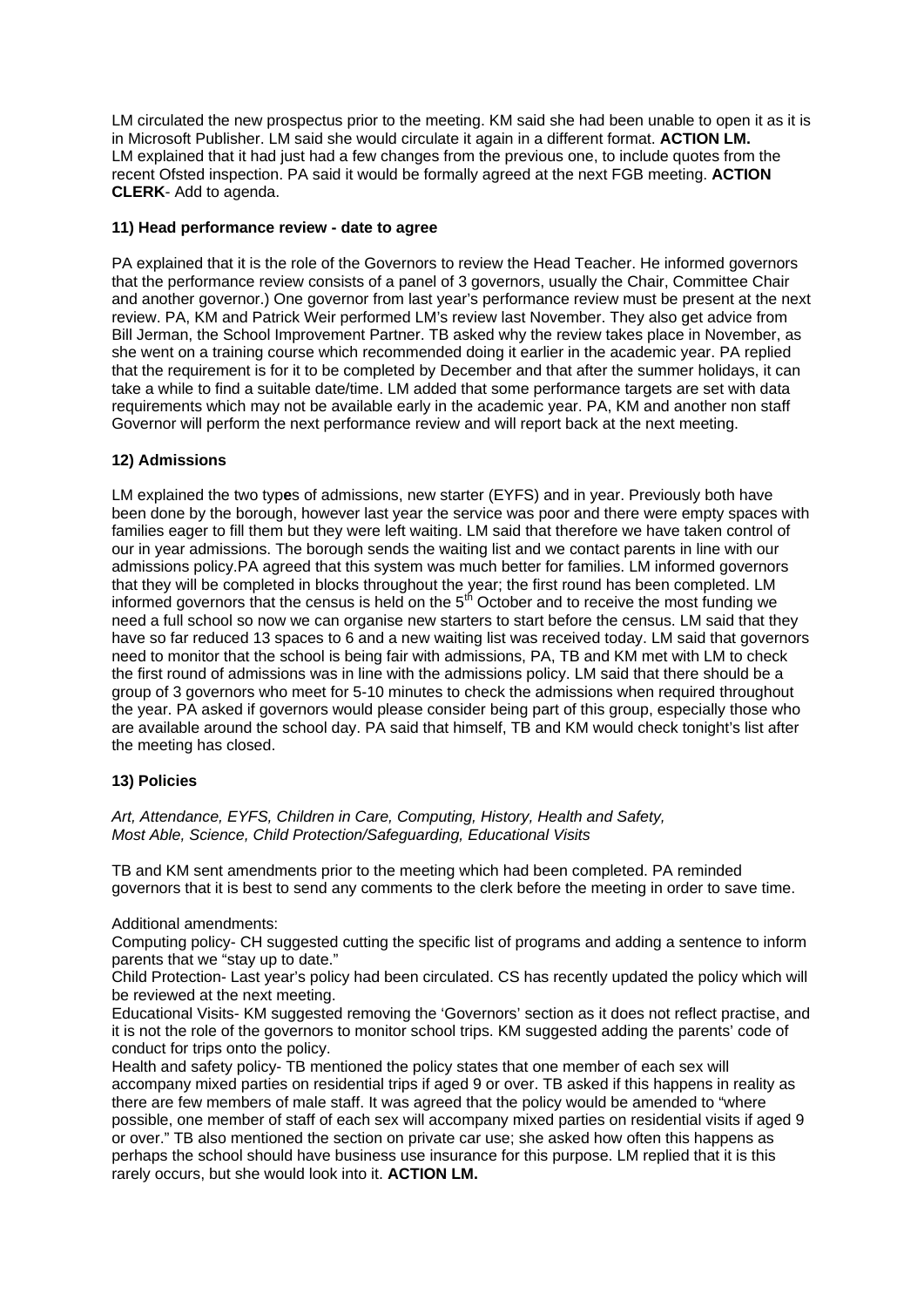LM circulated the new prospectus prior to the meeting. KM said she had been unable to open it as it is in Microsoft Publisher. LM said she would circulate it again in a different format. **ACTION LM.** LM explained that it had just had a few changes from the previous one, to include quotes from the recent Ofsted inspection. PA said it would be formally agreed at the next FGB meeting. **ACTION CLERK**- Add to agenda.

### 11) Head performance review - date to agree

PA explained that it is the role of the Governors to review the Head Teacher. He informed governors that the performance review consists of a panel of 3 governors, usually the Chair, Committee Chair and another governor.) One governor from last year's performance review must be present at the next review. PA, KM and Patrick Weir performed LM's review last November. They also get advice from Bill Jerman, the School Improvement Partner. TB asked why the review takes place in November, as she went on a training course which recommended doing it earlier in the academic year. PA replied that the requirement is for it to be completed by December and that after the summer holidays, it can take a while to find a suitable date/time. LM added that some performance targets are set with data requirements which may not be available early in the academic year. PA, KM and another non staff Governor will perform the next performance review and will report back at the next meeting.

### 12) Admissions

LM explained the two types of admissions, new starter (EYFS) and in year. Previously both have been done by the borough, however last year the service was poor and there were empty spaces with families eager to fill them but they were left waiting. LM said that therefore we have taken control of our in year admissions. The borough sends the waiting list and we contact parents in line with our admissions policy.PA agreed that this system was much better for families. LM informed governors that they will be completed in blocks throughout the year; the first round has been completed. LM informed governors that the census is held on the 5th October and to receive the most funding we need a full school so now we can organise new starters to start before the census. LM said that they have so far reduced 13 spaces to 6 and a new waiting list was received today. LM said that governors need to monitor that the school is being fair with admissions, PA, TB and KM met with LM to check the first round of admissions was in line with the admissions policy. LM said that there should be a group of 3 governors who meet for 5-10 minutes to check the admissions when required throughout the year. PA asked if governors would please consider being part of this group, especially those who are available around the school day. PA said that himself, TB and KM would check tonight's list after the meeting has closed.

### 13) Policies

*Art, Attendance, EYFS, Children in Care, Computing, History, Health and Safety, Most Able, Science, Child Protection/Safeguarding, Educational Visits*

TB and KM sent amendments prior to the meeting which had been completed. PA reminded governors that it is best to send any comments to the clerk before the meeting in order to save time.

Additional amendments:

Computing policy- CH suggested cutting the specific list of programs and adding a sentence to inform parents that we "stay up to date."

Child Protection- Last year's policy had been circulated. CS has recently updated the policy which will be reviewed at the next meeting.

Educational Visits- KM suggested removing the 'Governors' section as it does not reflect practise, and it is not the role of the governors to monitor school trips. KM suggested adding the parents' code of conduct for trips onto the policy.

Health and safety policy- TB mentioned the policy states that one member of each sex will accompany mixed parties on residential trips if aged 9 or over. TB asked if this happens in reality as there are few members of male staff. It was agreed that the policy would be amended to "where possible, one member of staff of each sex will accompany mixed parties on residential visits if aged 9 or over." TB also mentioned the section on private car use; she asked how often this happens as perhaps the school should have business use insurance for this purpose. LM replied that it is this rarely occurs, but she would look into it. **ACTION LM.**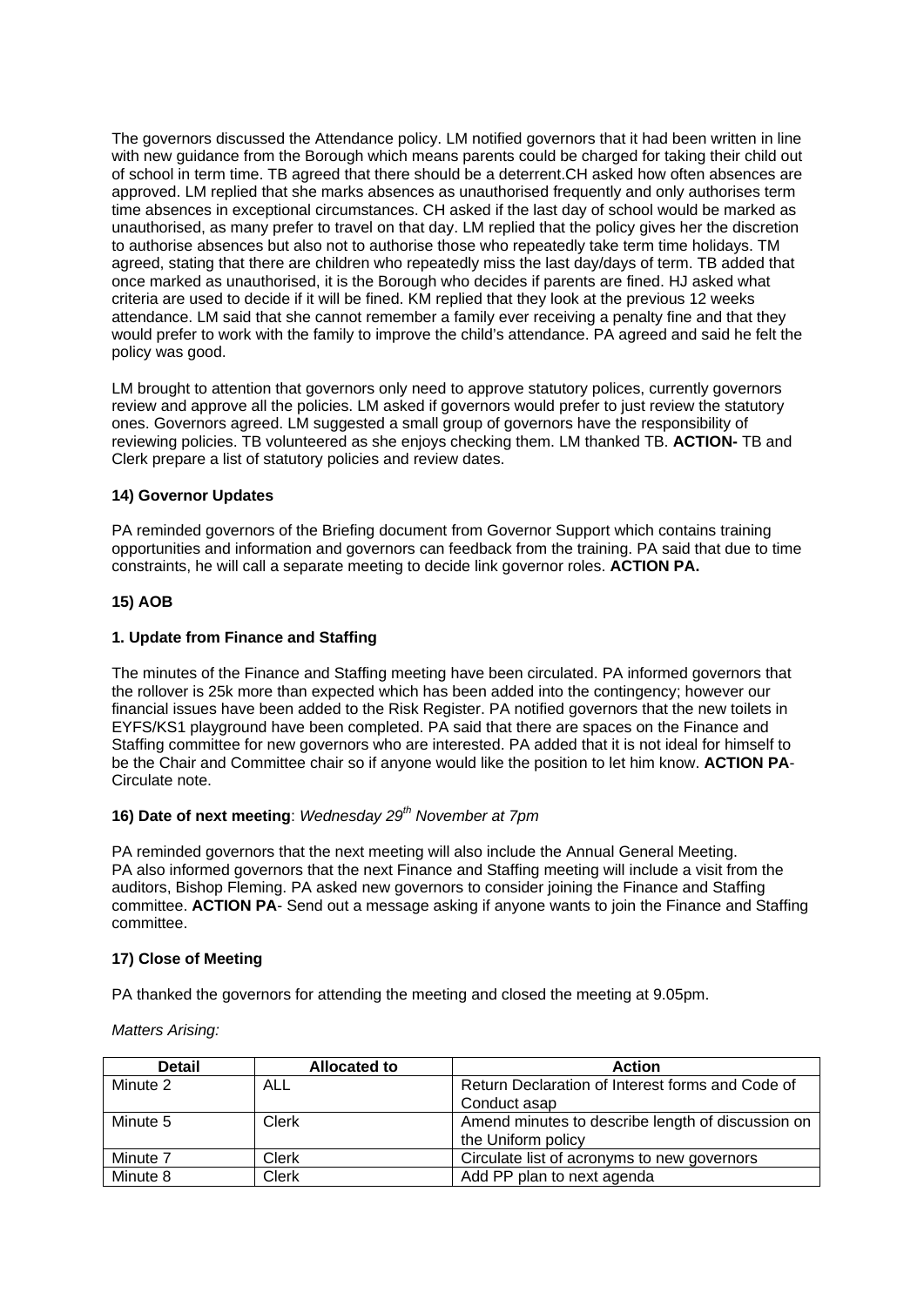The governors discussed the Attendance policy. LM notified governors that it had been written in line with new guidance from the Borough which means parents could be charged for taking their child out of school in term time. TB agreed that there should be a deterrent.CH asked how often absences are approved. LM replied that she marks absences as unauthorised frequently and only authorises term time absences in exceptional circumstances. CH asked if the last day of school would be marked as unauthorised, as many prefer to travel on that day. LM replied that the policy gives her the discretion to authorise absences but also not to authorise those who repeatedly take term time holidays. TM agreed, stating that there are children who repeatedly miss the last day/days of term. TB added that once marked as unauthorised, it is the Borough who decides if parents are fined. HJ asked what criteria are used to decide if it will be fined. KM replied that they look at the previous 12 weeks attendance. LM said that she cannot remember a family ever receiving a penalty fine and that they would prefer to work with the family to improve the child's attendance. PA agreed and said he felt the policy was good.

LM brought to attention that governors only need to approve statutory polices, currently governors review and approve all the policies. LM asked if governors would prefer to just review the statutory ones. Governors agreed. LM suggested a small group of governors have the responsibility of reviewing policies. TB volunteered as she enjoys checking them. LM thanked TB. **ACTION-** TB and Clerk prepare a list of statutory policies and review dates.

### 14) Governor Updates

PA reminded governors of the Briefing document from Governor Support which contains training opportunities and information and governors can feedback from the training. PA said that due to time constraints, he will call a separate meeting to decide link governor roles. **ACTION PA.**

### 15) AOB

### 1. Update from Finance and Staffing

The minutes of the Finance and Staffing meeting have been circulated. PA informed governors that the rollover is 25k more than expected which has been added into the contingency; however our financial issues have been added to the Risk Register. PA notified governors that the new toilets in EYFS/KS1 playground have been completed. PA said that there are spaces on the Finance and Staffing committee for new governors who are interested. PA added that it is not ideal for himself to be the Chair and Committee chair so if anyone would like the position to let him know. **ACTION PA**- Circulate note.

### 16) Date of next meeting: *Wednesday 29th November at 7pm*

PA reminded governors that the next meeting will also include the Annual General Meeting. PA also informed governors that the next Finance and Staffing meeting will include a visit from the auditors, Bishop Fleming. PA asked new governors to consider joining the Finance and Staffing committee. **ACTION PA**- Send out a message asking if anyone wants to join the Finance and Staffing committee.

### 17) Close of Meeting

PA thanked the governors for attending the meeting and closed the meeting at 9.05pm.

*Matters Arising:*

| Detail | Allocated to | Action |
|---|---|---|
| Minute 2 | ALL | Return Declaration of Interest forms and Code of Conduct asap |
| Minute 5 | Clerk | Amend minutes to describe length of discussion on the Uniform policy |
| Minute 7 | Clerk | Circulate list of acronyms to new governors |
| Minute 8 | Clerk | Add PP plan to next agenda |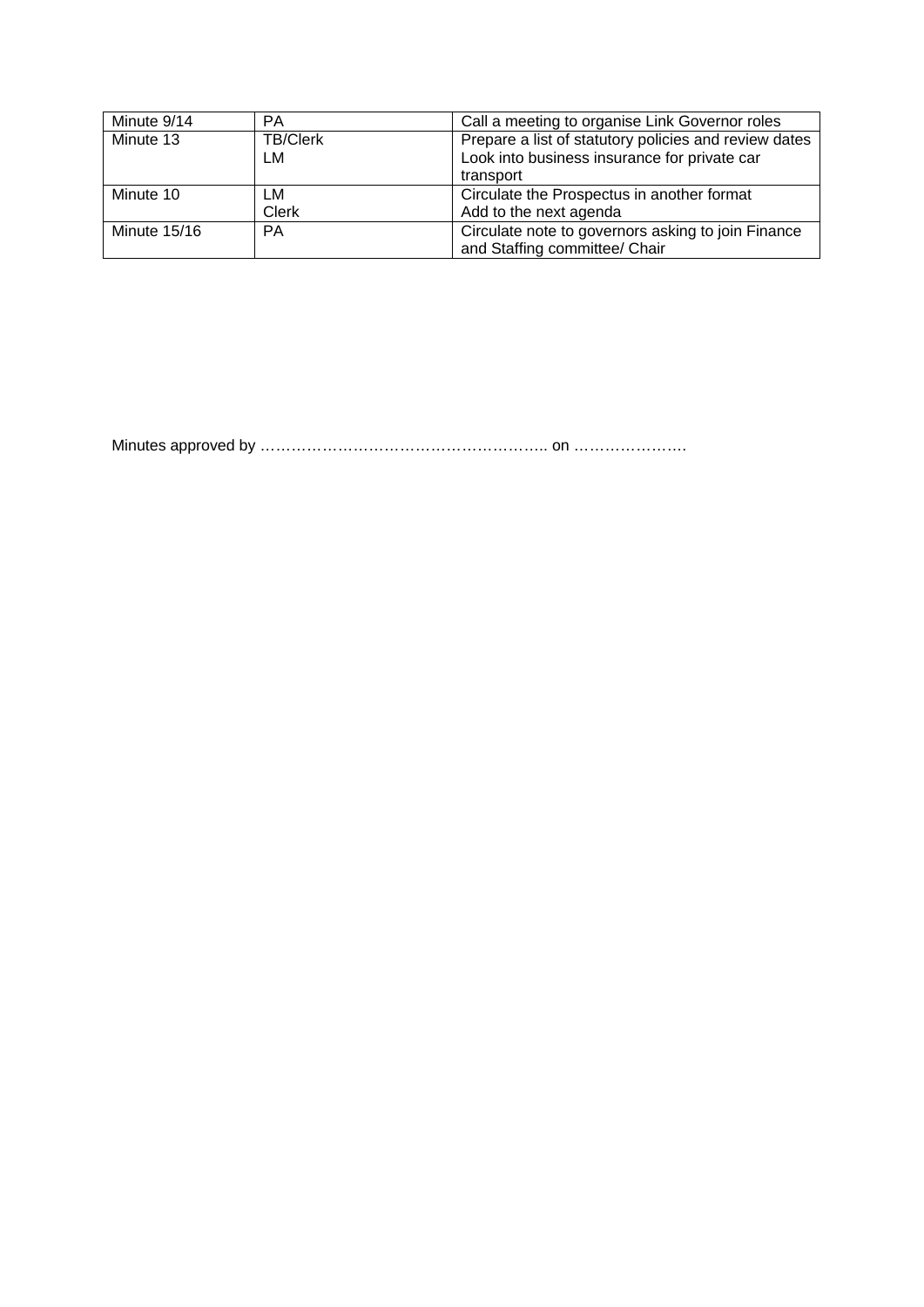| | | |
|---|---|---|
| Minute 9/14 | PA | Call a meeting to organise Link Governor roles |
| Minute 13 | TB/Clerk<br>LM | Prepare a list of statutory policies and review dates<br>Look into business insurance for private car transport |
| Minute 10 | LM<br>Clerk | Circulate the Prospectus in another format<br>Add to the next agenda |
| Minute 15/16 | PA | Circulate note to governors asking to join Finance and Staffing committee/ Chair |

Minutes approved by ……………………………………………….. on ………………….